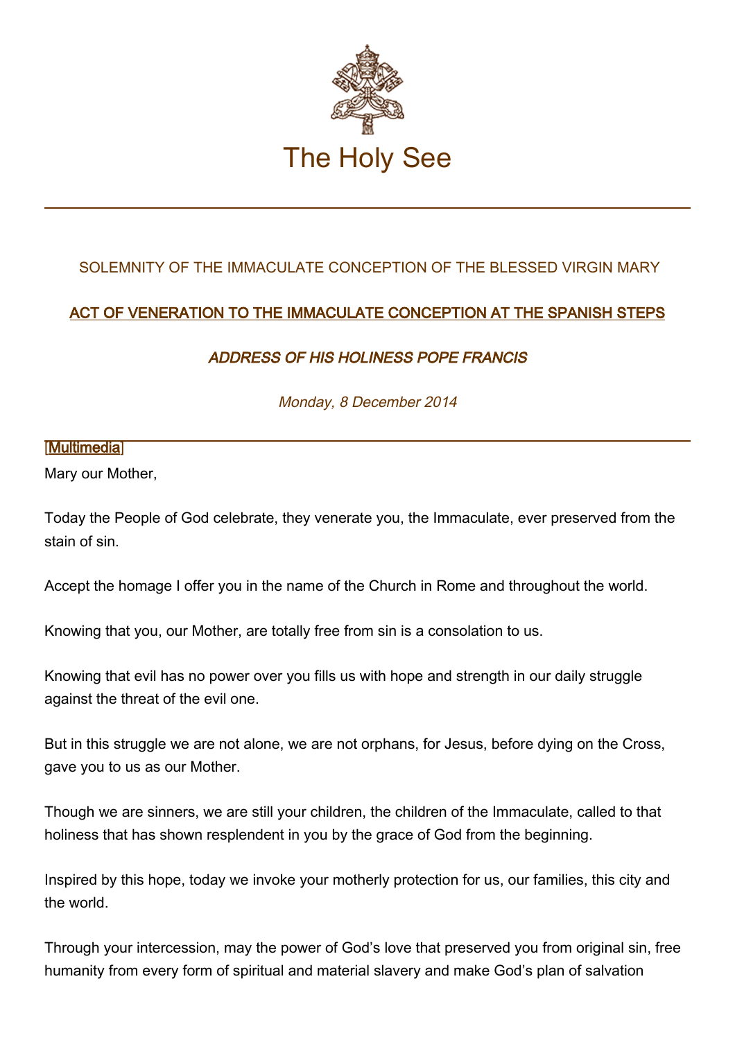The Holy See

SOLEMNITY OF THE IMMACULATE CONCEPTION OF THE BLESSED VIRGIN MARY

## ACT OF VENERATION TO THE IMMACULATE CONCEPTION AT THE SPANISH STEPS

### *ADDRESS OF HIS HOLINESS POPE FRANCIS*

*Monday, 8 December 2014*

[Multimedia]

Mary our Mother,

Today the People of God celebrate, they venerate you, the Immaculate, ever preserved from the stain of sin.

Accept the homage I offer you in the name of the Church in Rome and throughout the world.

Knowing that you, our Mother, are totally free from sin is a consolation to us.

Knowing that evil has no power over you fills us with hope and strength in our daily struggle against the threat of the evil one.

But in this struggle we are not alone, we are not orphans, for Jesus, before dying on the Cross, gave you to us as our Mother.

Though we are sinners, we are still your children, the children of the Immaculate, called to that holiness that has shown resplendent in you by the grace of God from the beginning.

Inspired by this hope, today we invoke your motherly protection for us, our families, this city and the world.

Through your intercession, may the power of God's love that preserved you from original sin, free humanity from every form of spiritual and material slavery and make God's plan of salvation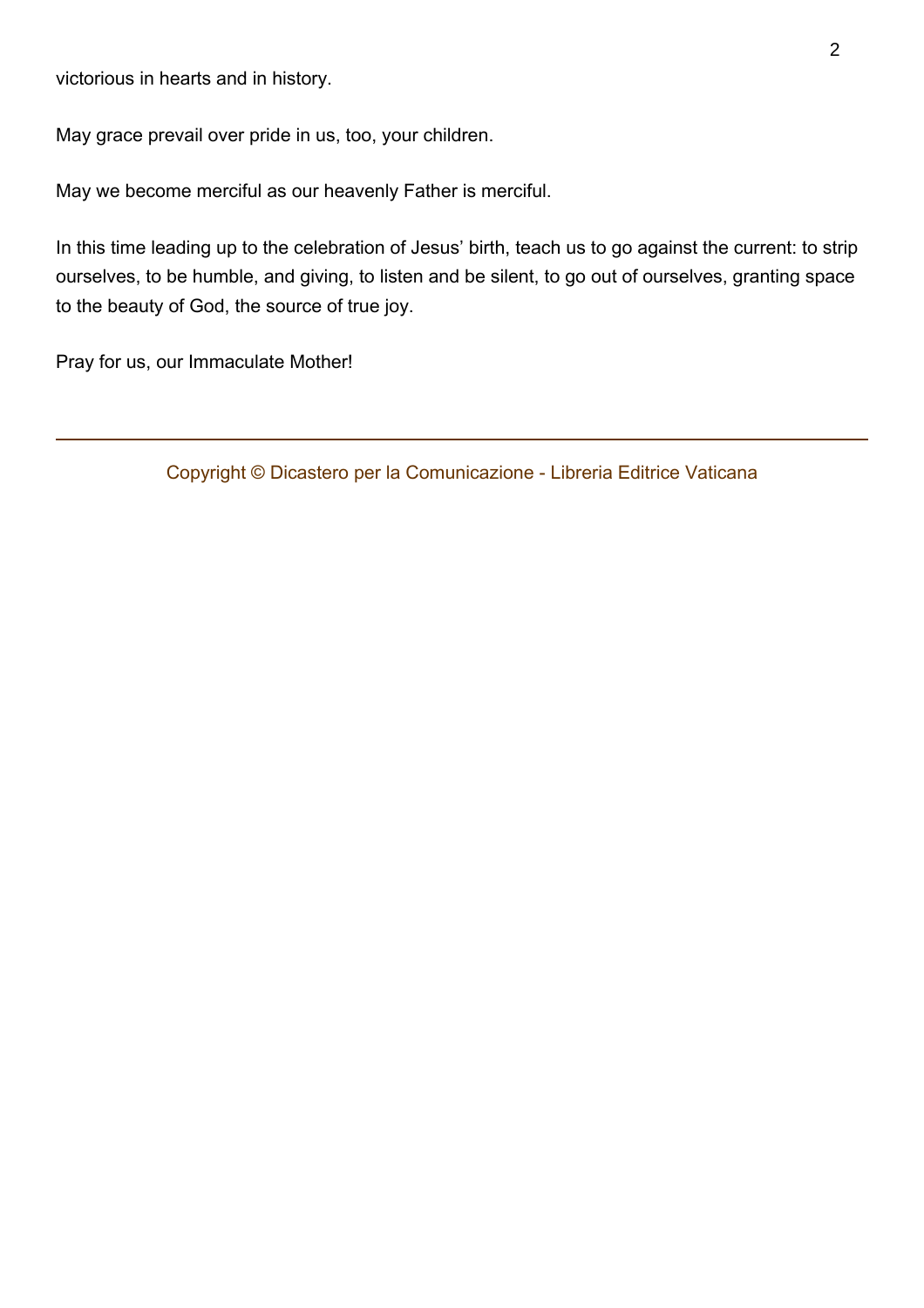victorious in hearts and in history.

May grace prevail over pride in us, too, your children.

May we become merciful as our heavenly Father is merciful.

In this time leading up to the celebration of Jesus' birth, teach us to go against the current: to strip ourselves, to be humble, and giving, to listen and be silent, to go out of ourselves, granting space to the beauty of God, the source of true joy.

Pray for us, our Immaculate Mother!

---

Copyright © Dicastero per la Comunicazione - Libreria Editrice Vaticana